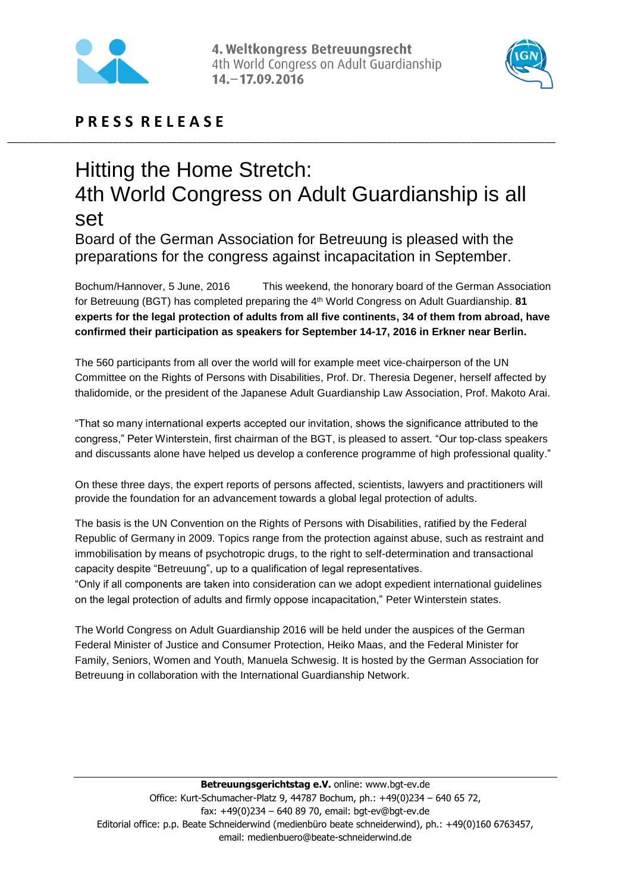4. Weltkongress Betreuungsrecht
4th World Congress on Adult Guardianship
14.–17.09.2016

**PRESS RELEASE**

# Hitting the Home Stretch: 4th World Congress on Adult Guardianship is all set

## Board of the German Association for Betreuung is pleased with the preparations for the congress against incapacitation in September.

Bochum/Hannover, 5 June, 2016 This weekend, the honorary board of the German Association for Betreuung (BGT) has completed preparing the 4th World Congress on Adult Guardianship. **81 experts for the legal protection of adults from all five continents, 34 of them from abroad, have confirmed their participation as speakers for September 14-17, 2016 in Erkner near Berlin.**

The 560 participants from all over the world will for example meet vice-chairperson of the UN Committee on the Rights of Persons with Disabilities, Prof. Dr. Theresia Degener, herself affected by thalidomide, or the president of the Japanese Adult Guardianship Law Association, Prof. Makoto Arai.

"That so many international experts accepted our invitation, shows the significance attributed to the congress," Peter Winterstein, first chairman of the BGT, is pleased to assert. "Our top-class speakers and discussants alone have helped us develop a conference programme of high professional quality."

On these three days, the expert reports of persons affected, scientists, lawyers and practitioners will provide the foundation for an advancement towards a global legal protection of adults.

The basis is the UN Convention on the Rights of Persons with Disabilities, ratified by the Federal Republic of Germany in 2009. Topics range from the protection against abuse, such as restraint and immobilisation by means of psychotropic drugs, to the right to self-determination and transactional capacity despite "Betreuung", up to a qualification of legal representatives.
"Only if all components are taken into consideration can we adopt expedient international guidelines on the legal protection of adults and firmly oppose incapacitation," Peter Winterstein states.

The World Congress on Adult Guardianship 2016 will be held under the auspices of the German Federal Minister of Justice and Consumer Protection, Heiko Maas, and the Federal Minister for Family, Seniors, Women and Youth, Manuela Schwesig. It is hosted by the German Association for Betreuung in collaboration with the International Guardianship Network.

**Betreuungsgerichtstag e.V.** online: www.bgt-ev.de
Office: Kurt-Schumacher-Platz 9, 44787 Bochum, ph.: +49(0)234 – 640 65 72,
fax: +49(0)234 – 640 89 70, email: bgt-ev@bgt-ev.de
Editorial office: p.p. Beate Schneiderwind (medienbüro beate schneiderwind), ph.: +49(0)160 6763457,
email: medienbuero@beate-schneiderwind.de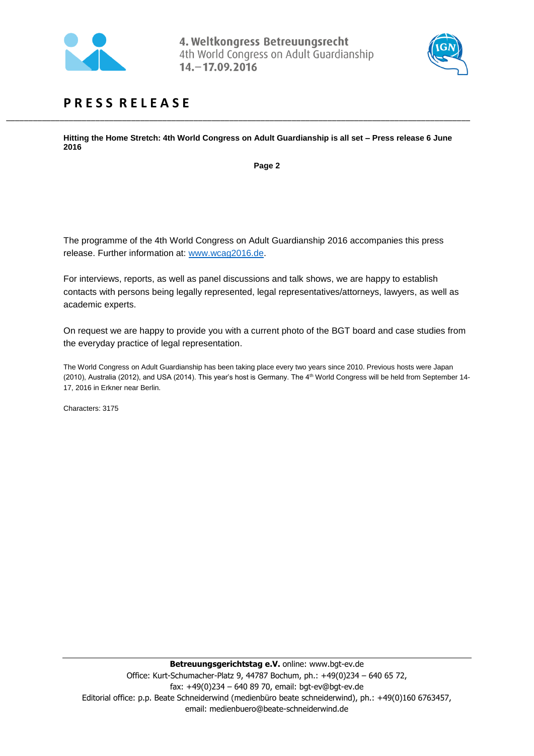The programme of the 4th World Congress on Adult Guardianship 2016 accompanies this press release. Further information at: [www.wcag2016.de](http://www.wcag2016.de).

For interviews, reports, as well as panel discussions and talk shows, we are happy to establish contacts with persons being legally represented, legal representatives/attorneys, lawyers, as well as academic experts.

On request we are happy to provide you with a current photo of the BGT board and case studies from the everyday practice of legal representation.

The World Congress on Adult Guardianship has been taking place every two years since 2010. Previous hosts were Japan (2010), Australia (2012), and USA (2014). This year's host is Germany. The 4th World Congress will be held from September 14-17, 2016 in Erkner near Berlin.

Characters: 3175

---

**Betreuungsgerichtstag e.V.** online: www.bgt-ev.de
Office: Kurt-Schumacher-Platz 9, 44787 Bochum, ph.: +49(0)234 – 640 65 72,
fax: +49(0)234 – 640 89 70, email: bgt-ev@bgt-ev.de
Editorial office: p.p. Beate Schneiderwind (medienbüro beate schneiderwind), ph.: +49(0)160 6763457,
email: medienbuero@beate-schneiderwind.de